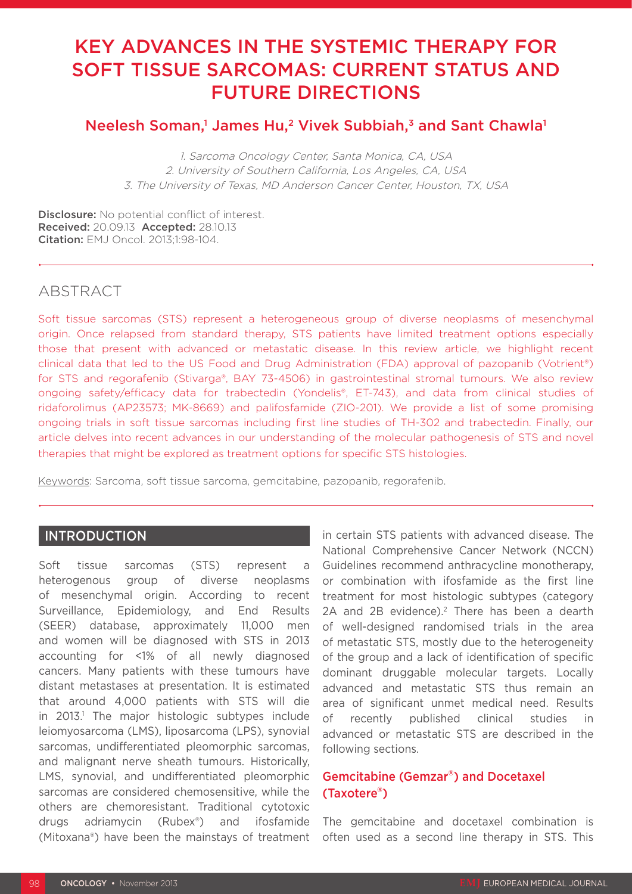# KEY ADVANCES IN THE SYSTEMIC THERAPY FOR SOFT TISSUE SARCOMAS: CURRENT STATUS AND FUTURE DIRECTIONS

## Neelesh Soman,[1] James Hu,[2] Vivek Subbiah,[3] and Sant Chawla[1]

*1. Sarcoma Oncology Center, Santa Monica, CA, USA*
*2. University of Southern California, Los Angeles, CA, USA*
*3. The University of Texas, MD Anderson Cancer Center, Houston, TX, USA*

**Disclosure:** No potential conflict of interest.
**Received:** 20.09.13 **Accepted:** 28.10.13
**Citation:** EMJ Oncol. 2013;1:98-104.

## ABSTRACT

Soft tissue sarcomas (STS) represent a heterogeneous group of diverse neoplasms of mesenchymal origin. Once relapsed from standard therapy, STS patients have limited treatment options especially those that present with advanced or metastatic disease. In this review article, we highlight recent clinical data that led to the US Food and Drug Administration (FDA) approval of pazopanib (Votrient®) for STS and regorafenib (Stivarga®, BAY 73-4506) in gastrointestinal stromal tumours. We also review ongoing safety/efficacy data for trabectedin (Yondelis®, ET-743), and data from clinical studies of ridaforolimus (AP23573; MK-8669) and palifosfamide (ZIO-201). We provide a list of some promising ongoing trials in soft tissue sarcomas including first line studies of TH-302 and trabectedin. Finally, our article delves into recent advances in our understanding of the molecular pathogenesis of STS and novel therapies that might be explored as treatment options for specific STS histologies.

Keywords: Sarcoma, soft tissue sarcoma, gemcitabine, pazopanib, regorafenib.

## INTRODUCTION

Soft tissue sarcomas (STS) represent a heterogenous group of diverse neoplasms of mesenchymal origin. According to recent Surveillance, Epidemiology, and End Results (SEER) database, approximately 11,000 men and women will be diagnosed with STS in 2013 accounting for <1% of all newly diagnosed cancers. Many patients with these tumours have distant metastases at presentation. It is estimated that around 4,000 patients with STS will die in 2013.[1] The major histologic subtypes include leiomyosarcoma (LMS), liposarcoma (LPS), synovial sarcomas, undifferentiated pleomorphic sarcomas, and malignant nerve sheath tumours. Historically, LMS, synovial, and undifferentiated pleomorphic sarcomas are considered chemosensitive, while the others are chemoresistant. Traditional cytotoxic drugs adriamycin (Rubex®) and ifosfamide (Mitoxana®) have been the mainstays of treatment in certain STS patients with advanced disease. The National Comprehensive Cancer Network (NCCN) Guidelines recommend anthracycline monotherapy, or combination with ifosfamide as the first line treatment for most histologic subtypes (category 2A and 2B evidence).[2] There has been a dearth of well-designed randomised trials in the area of metastatic STS, mostly due to the heterogeneity of the group and a lack of identification of specific dominant druggable molecular targets. Locally advanced and metastatic STS thus remain an area of significant unmet medical need. Results of recently published clinical studies in advanced or metastatic STS are described in the following sections.

### Gemcitabine (Gemzar®) and Docetaxel (Taxotere®)

The gemcitabine and docetaxel combination is often used as a second line therapy in STS. This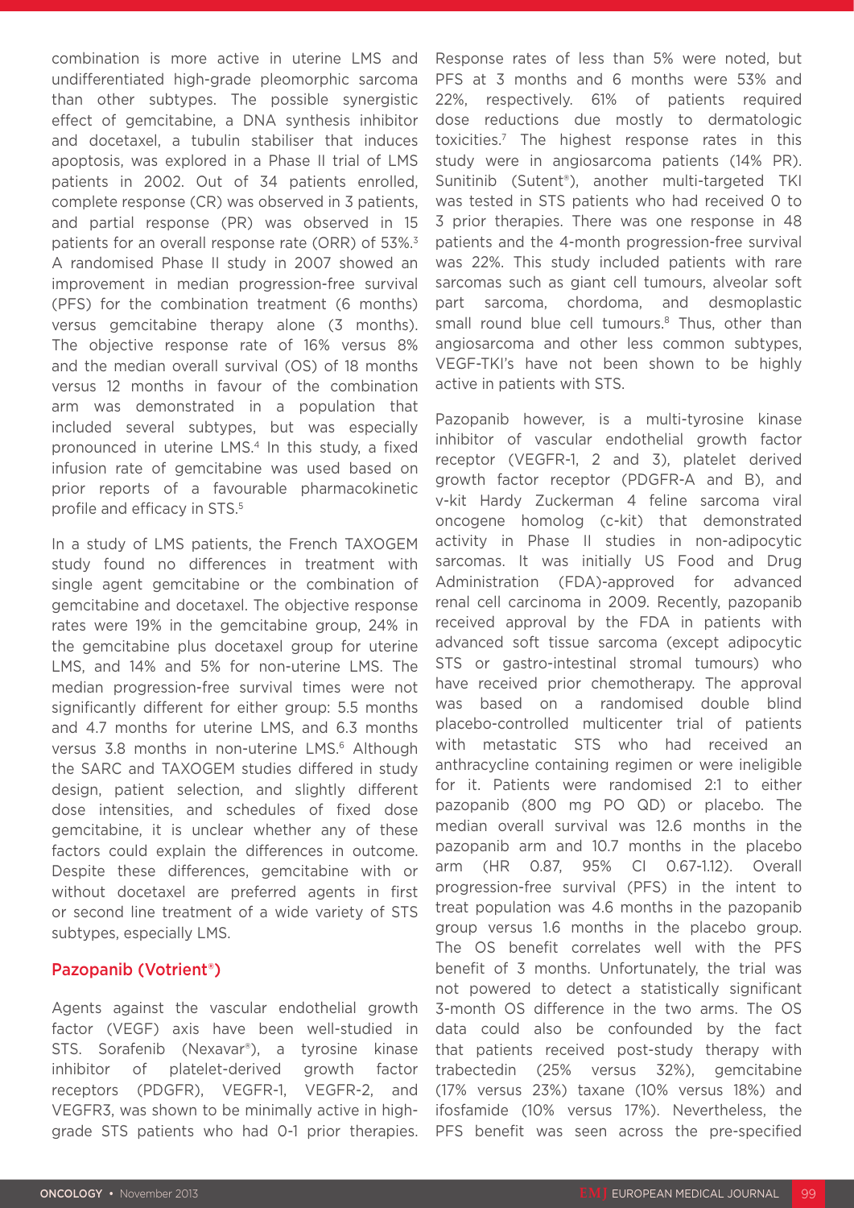combination is more active in uterine LMS and undifferentiated high-grade pleomorphic sarcoma than other subtypes. The possible synergistic effect of gemcitabine, a DNA synthesis inhibitor and docetaxel, a tubulin stabiliser that induces apoptosis, was explored in a Phase II trial of LMS patients in 2002. Out of 34 patients enrolled, complete response (CR) was observed in 3 patients, and partial response (PR) was observed in 15 patients for an overall response rate (ORR) of 53%.[3] A randomised Phase II study in 2007 showed an improvement in median progression-free survival (PFS) for the combination treatment (6 months) versus gemcitabine therapy alone (3 months). The objective response rate of 16% versus 8% and the median overall survival (OS) of 18 months versus 12 months in favour of the combination arm was demonstrated in a population that included several subtypes, but was especially pronounced in uterine LMS.[4] In this study, a fixed infusion rate of gemcitabine was used based on prior reports of a favourable pharmacokinetic profile and efficacy in STS.[5]

In a study of LMS patients, the French TAXOGEM study found no differences in treatment with single agent gemcitabine or the combination of gemcitabine and docetaxel. The objective response rates were 19% in the gemcitabine group, 24% in the gemcitabine plus docetaxel group for uterine LMS, and 14% and 5% for non-uterine LMS. The median progression-free survival times were not significantly different for either group: 5.5 months and 4.7 months for uterine LMS, and 6.3 months versus 3.8 months in non-uterine LMS.[6] Although the SARC and TAXOGEM studies differed in study design, patient selection, and slightly different dose intensities, and schedules of fixed dose gemcitabine, it is unclear whether any of these factors could explain the differences in outcome. Despite these differences, gemcitabine with or without docetaxel are preferred agents in first or second line treatment of a wide variety of STS subtypes, especially LMS.

## Pazopanib (Votrient®)

Agents against the vascular endothelial growth factor (VEGF) axis have been well-studied in STS. Sorafenib (Nexavar®), a tyrosine kinase inhibitor of platelet-derived growth factor receptors (PDGFR), VEGFR-1, VEGFR-2, and VEGFR3, was shown to be minimally active in high-grade STS patients who had 0-1 prior therapies. Response rates of less than 5% were noted, but PFS at 3 months and 6 months were 53% and 22%, respectively. 61% of patients required dose reductions due mostly to dermatologic toxicities.[7] The highest response rates in this study were in angiosarcoma patients (14% PR). Sunitinib (Sutent®), another multi-targeted TKI was tested in STS patients who had received 0 to 3 prior therapies. There was one response in 48 patients and the 4-month progression-free survival was 22%. This study included patients with rare sarcomas such as giant cell tumours, alveolar soft part sarcoma, chordoma, and desmoplastic small round blue cell tumours.[8] Thus, other than angiosarcoma and other less common subtypes, VEGF-TKI's have not been shown to be highly active in patients with STS.

Pazopanib however, is a multi-tyrosine kinase inhibitor of vascular endothelial growth factor receptor (VEGFR-1, 2 and 3), platelet derived growth factor receptor (PDGFR-A and B), and v-kit Hardy Zuckerman 4 feline sarcoma viral oncogene homolog (c-kit) that demonstrated activity in Phase II studies in non-adipocytic sarcomas. It was initially US Food and Drug Administration (FDA)-approved for advanced renal cell carcinoma in 2009. Recently, pazopanib received approval by the FDA in patients with advanced soft tissue sarcoma (except adipocytic STS or gastro-intestinal stromal tumours) who have received prior chemotherapy. The approval was based on a randomised double blind placebo-controlled multicenter trial of patients with metastatic STS who had received an anthracycline containing regimen or were ineligible for it. Patients were randomised 2:1 to either pazopanib (800 mg PO QD) or placebo. The median overall survival was 12.6 months in the pazopanib arm and 10.7 months in the placebo arm (HR 0.87, 95% CI 0.67-1.12). Overall progression-free survival (PFS) in the intent to treat population was 4.6 months in the pazopanib group versus 1.6 months in the placebo group. The OS benefit correlates well with the PFS benefit of 3 months. Unfortunately, the trial was not powered to detect a statistically significant 3-month OS difference in the two arms. The OS data could also be confounded by the fact that patients received post-study therapy with trabectedin (25% versus 32%), gemcitabine (17% versus 23%) taxane (10% versus 18%) and ifosfamide (10% versus 17%). Nevertheless, the PFS benefit was seen across the pre-specified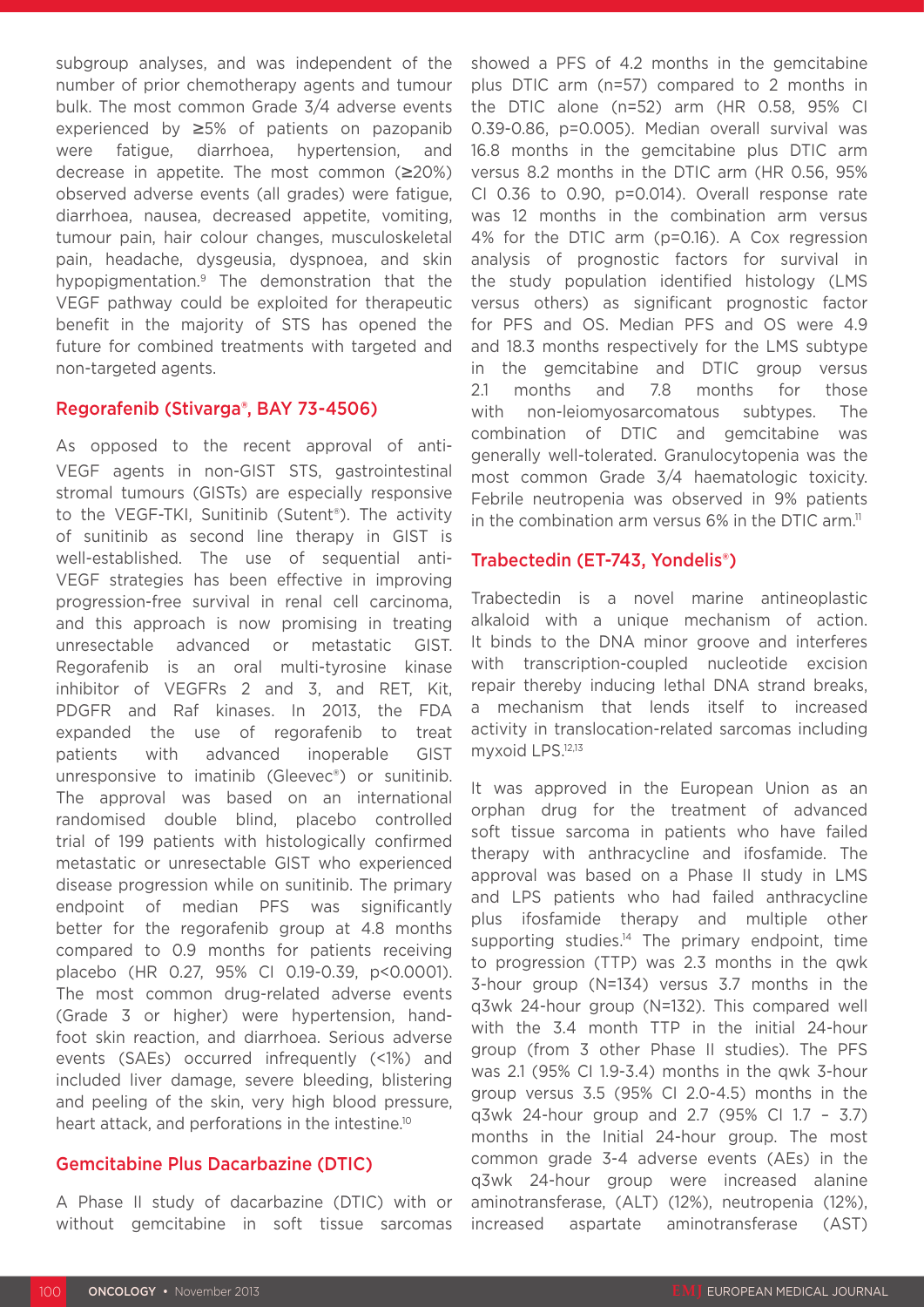subgroup analyses, and was independent of the number of prior chemotherapy agents and tumour bulk. The most common Grade 3/4 adverse events experienced by ≥5% of patients on pazopanib were fatigue, diarrhoea, hypertension, and decrease in appetite. The most common (≥20%) observed adverse events (all grades) were fatigue, diarrhoea, nausea, decreased appetite, vomiting, tumour pain, hair colour changes, musculoskeletal pain, headache, dysgeusia, dyspnoea, and skin hypopigmentation.[9] The demonstration that the VEGF pathway could be exploited for therapeutic benefit in the majority of STS has opened the future for combined treatments with targeted and non-targeted agents.

## Regorafenib (Stivarga®, BAY 73-4506)

As opposed to the recent approval of anti-VEGF agents in non-GIST STS, gastrointestinal stromal tumours (GISTs) are especially responsive to the VEGF-TKI, Sunitinib (Sutent®). The activity of sunitinib as second line therapy in GIST is well-established. The use of sequential anti-VEGF strategies has been effective in improving progression-free survival in renal cell carcinoma, and this approach is now promising in treating unresectable advanced or metastatic GIST. Regorafenib is an oral multi-tyrosine kinase inhibitor of VEGFRs 2 and 3, and RET, Kit, PDGFR and Raf kinases. In 2013, the FDA expanded the use of regorafenib to treat patients with advanced inoperable GIST unresponsive to imatinib (Gleevec®) or sunitinib. The approval was based on an international randomised double blind, placebo controlled trial of 199 patients with histologically confirmed metastatic or unresectable GIST who experienced disease progression while on sunitinib. The primary endpoint of median PFS was significantly better for the regorafenib group at 4.8 months compared to 0.9 months for patients receiving placebo (HR 0.27, 95% CI 0.19-0.39, p<0.0001). The most common drug-related adverse events (Grade 3 or higher) were hypertension, hand-foot skin reaction, and diarrhoea. Serious adverse events (SAEs) occurred infrequently (<1%) and included liver damage, severe bleeding, blistering and peeling of the skin, very high blood pressure, heart attack, and perforations in the intestine.[10]

## Gemcitabine Plus Dacarbazine (DTIC)

A Phase II study of dacarbazine (DTIC) with or without gemcitabine in soft tissue sarcomas showed a PFS of 4.2 months in the gemcitabine plus DTIC arm (n=57) compared to 2 months in the DTIC alone (n=52) arm (HR 0.58, 95% CI 0.39-0.86, p=0.005). Median overall survival was 16.8 months in the gemcitabine plus DTIC arm versus 8.2 months in the DTIC arm (HR 0.56, 95% CI 0.36 to 0.90, p=0.014). Overall response rate was 12 months in the combination arm versus 4% for the DTIC arm (p=0.16). A Cox regression analysis of prognostic factors for survival in the study population identified histology (LMS versus others) as significant prognostic factor for PFS and OS. Median PFS and OS were 4.9 and 18.3 months respectively for the LMS subtype in the gemcitabine and DTIC group versus 2.1 months and 7.8 months for those with non-leiomyosarcomatous subtypes. The combination of DTIC and gemcitabine was generally well-tolerated. Granulocytopenia was the most common Grade 3/4 haematologic toxicity. Febrile neutropenia was observed in 9% patients in the combination arm versus 6% in the DTIC arm.[11]

## Trabectedin (ET-743, Yondelis®)

Trabectedin is a novel marine antineoplastic alkaloid with a unique mechanism of action. It binds to the DNA minor groove and interferes with transcription-coupled nucleotide excision repair thereby inducing lethal DNA strand breaks, a mechanism that lends itself to increased activity in translocation-related sarcomas including myxoid LPS.[12,13]

It was approved in the European Union as an orphan drug for the treatment of advanced soft tissue sarcoma in patients who have failed therapy with anthracycline and ifosfamide. The approval was based on a Phase II study in LMS and LPS patients who had failed anthracycline plus ifosfamide therapy and multiple other supporting studies.[14] The primary endpoint, time to progression (TTP) was 2.3 months in the qwk 3-hour group (N=134) versus 3.7 months in the q3wk 24-hour group (N=132). This compared well with the 3.4 month TTP in the initial 24-hour group (from 3 other Phase II studies). The PFS was 2.1 (95% CI 1.9-3.4) months in the qwk 3-hour group versus 3.5 (95% CI 2.0-4.5) months in the q3wk 24-hour group and 2.7 (95% CI 1.7 – 3.7) months in the Initial 24-hour group. The most common grade 3-4 adverse events (AEs) in the q3wk 24-hour group were increased alanine aminotransferase, (ALT) (12%), neutropenia (12%), increased aspartate aminotransferase (AST)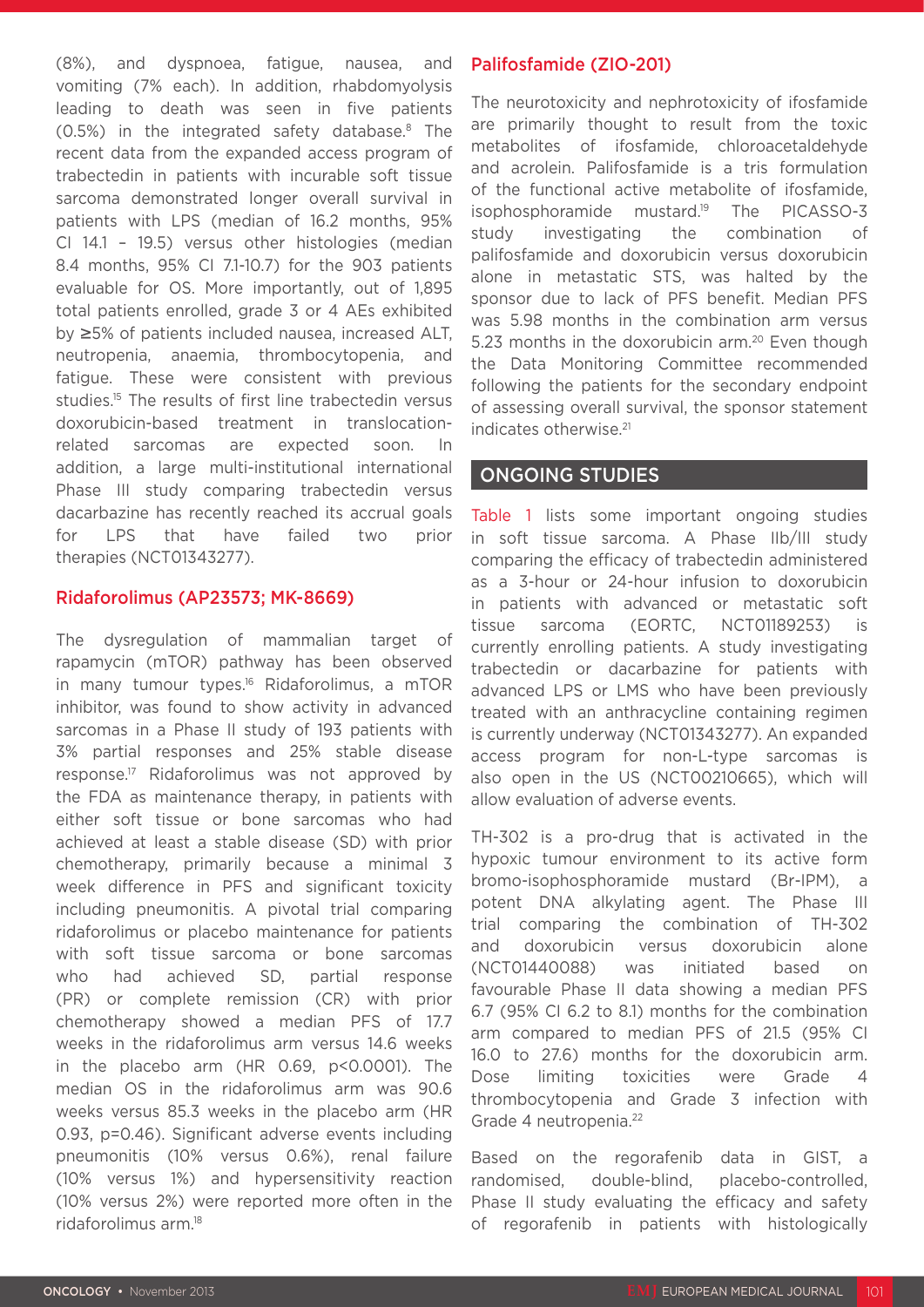(8%), and dyspnoea, fatigue, nausea, and vomiting (7% each). In addition, rhabdomyolysis leading to death was seen in five patients (0.5%) in the integrated safety database.[8] The recent data from the expanded access program of trabectedin in patients with incurable soft tissue sarcoma demonstrated longer overall survival in patients with LPS (median of 16.2 months, 95% CI 14.1 – 19.5) versus other histologies (median 8.4 months, 95% CI 7.1-10.7) for the 903 patients evaluable for OS. More importantly, out of 1,895 total patients enrolled, grade 3 or 4 AEs exhibited by ≥5% of patients included nausea, increased ALT, neutropenia, anaemia, thrombocytopenia, and fatigue. These were consistent with previous studies.[15] The results of first line trabectedin versus doxorubicin-based treatment in translocation-related sarcomas are expected soon. In addition, a large multi-institutional international Phase III study comparing trabectedin versus dacarbazine has recently reached its accrual goals for LPS that have failed two prior therapies (NCT01343277).

### Ridaforolimus (AP23573; MK-8669)

The dysregulation of mammalian target of rapamycin (mTOR) pathway has been observed in many tumour types.[16] Ridaforolimus, a mTOR inhibitor, was found to show activity in advanced sarcomas in a Phase II study of 193 patients with 3% partial responses and 25% stable disease response.[17] Ridaforolimus was not approved by the FDA as maintenance therapy, in patients with either soft tissue or bone sarcomas who had achieved at least a stable disease (SD) with prior chemotherapy, primarily because a minimal 3 week difference in PFS and significant toxicity including pneumonitis. A pivotal trial comparing ridaforolimus or placebo maintenance for patients with soft tissue sarcoma or bone sarcomas who had achieved SD, partial response (PR) or complete remission (CR) with prior chemotherapy showed a median PFS of 17.7 weeks in the ridaforolimus arm versus 14.6 weeks in the placebo arm (HR 0.69, $p<0.0001$). The median OS in the ridaforolimus arm was 90.6 weeks versus 85.3 weeks in the placebo arm (HR 0.93, $p=0.46$). Significant adverse events including pneumonitis (10% versus 0.6%), renal failure (10% versus 1%) and hypersensitivity reaction (10% versus 2%) were reported more often in the ridaforolimus arm.[18]

### Palifosfamide (ZIO-201)

The neurotoxicity and nephrotoxicity of ifosfamide are primarily thought to result from the toxic metabolites of ifosfamide, chloroacetaldehyde and acrolein. Palifosfamide is a tris formulation of the functional active metabolite of ifosfamide, isophosphoramide mustard.[19] The PICASSO-3 study investigating the combination of palifosfamide and doxorubicin versus doxorubicin alone in metastatic STS, was halted by the sponsor due to lack of PFS benefit. Median PFS was 5.98 months in the combination arm versus 5.23 months in the doxorubicin arm.[20] Even though the Data Monitoring Committee recommended following the patients for the secondary endpoint of assessing overall survival, the sponsor statement indicates otherwise.[21]

## ONGOING STUDIES

Table 1 lists some important ongoing studies in soft tissue sarcoma. A Phase IIb/III study comparing the efficacy of trabectedin administered as a 3-hour or 24-hour infusion to doxorubicin in patients with advanced or metastatic soft tissue sarcoma (EORTC, NCT01189253) is currently enrolling patients. A study investigating trabectedin or dacarbazine for patients with advanced LPS or LMS who have been previously treated with an anthracycline containing regimen is currently underway (NCT01343277). An expanded access program for non-L-type sarcomas is also open in the US (NCT00210665), which will allow evaluation of adverse events.

TH-302 is a pro-drug that is activated in the hypoxic tumour environment to its active form bromo-isophosphoramide mustard (Br-IPM), a potent DNA alkylating agent. The Phase III trial comparing the combination of TH-302 and doxorubicin versus doxorubicin alone (NCT01440088) was initiated based on favourable Phase II data showing a median PFS 6.7 (95% CI 6.2 to 8.1) months for the combination arm compared to median PFS of 21.5 (95% CI 16.0 to 27.6) months for the doxorubicin arm. Dose limiting toxicities were Grade 4 thrombocytopenia and Grade 3 infection with Grade 4 neutropenia.[22]

Based on the regorafenib data in GIST, a randomised, double-blind, placebo-controlled, Phase II study evaluating the efficacy and safety of regorafenib in patients with histologically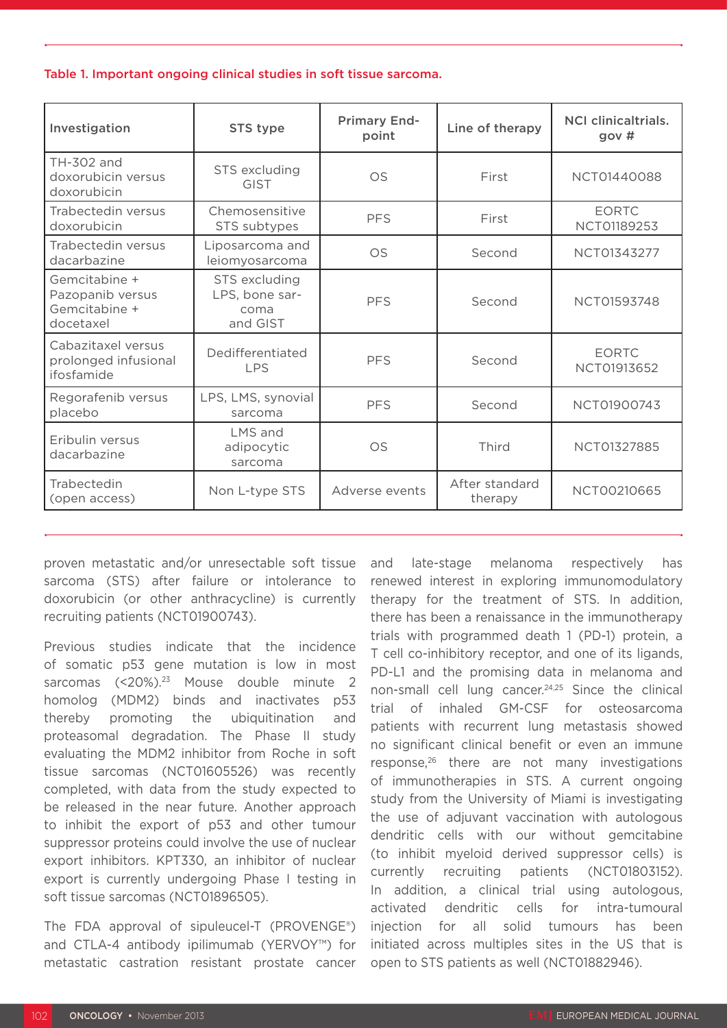**Table 1. Important ongoing clinical studies in soft tissue sarcoma.**

| Investigation | STS type | Primary End-point | Line of therapy | NCI clinicaltrials.gov # |
|---|---|---|---|---|
| TH-302 and doxorubicin versus doxorubicin | STS excluding GIST | OS | First | NCT01440088 |
| Trabectedin versus doxorubicin | Chemosensitive STS subtypes | PFS | First | EORTC NCT01189253 |
| Trabectedin versus dacarbazine | Liposarcoma and leiomyosarcoma | OS | Second | NCT01343277 |
| Gemcitabine + Pazopanib versus Gemcitabine + docetaxel | STS excluding LPS, bone sarcoma and GIST | PFS | Second | NCT01593748 |
| Cabazitaxel versus prolonged infusional ifosfamide | Dedifferentiated LPS | PFS | Second | EORTC NCT01913652 |
| Regorafenib versus placebo | LPS, LMS, synovial sarcoma | PFS | Second | NCT01900743 |
| Eribulin versus dacarbazine | LMS and adipocytic sarcoma | OS | Third | NCT01327885 |
| Trabectedin (open access) | Non L-type STS | Adverse events | After standard therapy | NCT00210665 |

proven metastatic and/or unresectable soft tissue sarcoma (STS) after failure or intolerance to doxorubicin (or other anthracycline) is currently recruiting patients (NCT01900743).

Previous studies indicate that the incidence of somatic p53 gene mutation is low in most sarcomas (<20%).[23] Mouse double minute 2 homolog (MDM2) binds and inactivates p53 thereby promoting the ubiquitination and proteasomal degradation. The Phase II study evaluating the MDM2 inhibitor from Roche in soft tissue sarcomas (NCT01605526) was recently completed, with data from the study expected to be released in the near future. Another approach to inhibit the export of p53 and other tumour suppressor proteins could involve the use of nuclear export inhibitors. KPT330, an inhibitor of nuclear export is currently undergoing Phase I testing in soft tissue sarcomas (NCT01896505).

The FDA approval of sipuleucel-T (PROVENGE®) and CTLA-4 antibody ipilimumab (YERVOY™) for metastatic castration resistant prostate cancer and late-stage melanoma respectively has renewed interest in exploring immunomodulatory therapy for the treatment of STS. In addition, there has been a renaissance in the immunotherapy trials with programmed death 1 (PD-1) protein, a T cell co-inhibitory receptor, and one of its ligands, PD-L1 and the promising data in melanoma and non-small cell lung cancer.[24,25] Since the clinical trial of inhaled GM-CSF for osteosarcoma patients with recurrent lung metastasis showed no significant clinical benefit or even an immune response,[26] there are not many investigations of immunotherapies in STS. A current ongoing study from the University of Miami is investigating the use of adjuvant vaccination with autologous dendritic cells with our without gemcitabine (to inhibit myeloid derived suppressor cells) is currently recruiting patients (NCT01803152). In addition, a clinical trial using autologous, activated dendritic cells for intra-tumoural injection for all solid tumours has been initiated across multiples sites in the US that is open to STS patients as well (NCT01882946).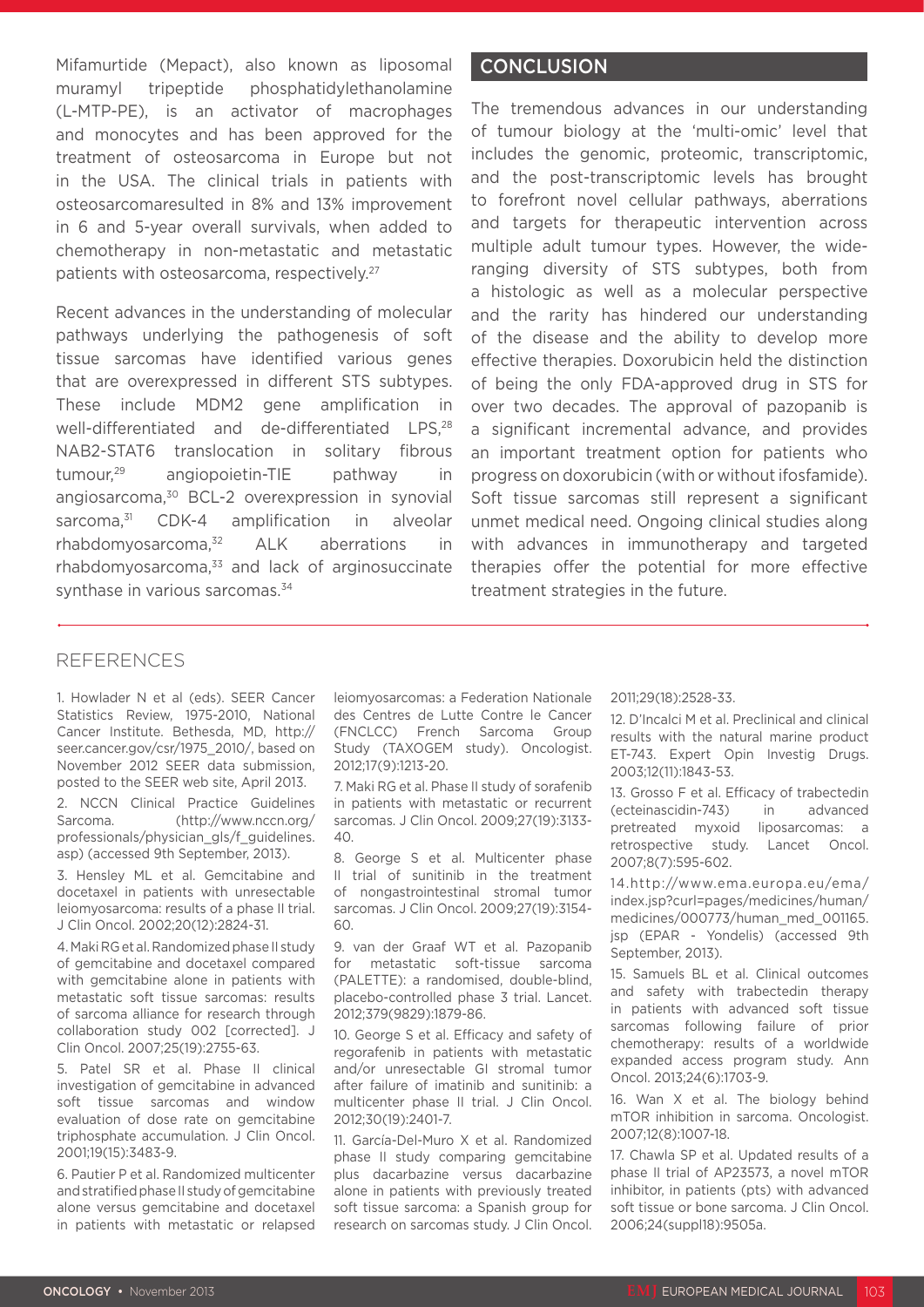Mifamurtide (Mepact), also known as liposomal muramyl tripeptide phosphatidylethanolamine (L-MTP-PE), is an activator of macrophages and monocytes and has been approved for the treatment of osteosarcoma in Europe but not in the USA. The clinical trials in patients with osteosarcomaresulted in 8% and 13% improvement in 6 and 5-year overall survivals, when added to chemotherapy in non-metastatic and metastatic patients with osteosarcoma, respectively.[27]

Recent advances in the understanding of molecular pathways underlying the pathogenesis of soft tissue sarcomas have identified various genes that are overexpressed in different STS subtypes. These include MDM2 gene amplification in well-differentiated and de-differentiated LPS,[28] NAB2-STAT6 translocation in solitary fibrous tumour,[29] angiopoietin-TIE pathway in angiosarcoma,[30] BCL-2 overexpression in synovial sarcoma,[31] CDK-4 amplification in alveolar rhabdomyosarcoma,[32] ALK aberrations in rhabdomyosarcoma,[33] and lack of arginosuccinate synthase in various sarcomas.[34]

## CONCLUSION

The tremendous advances in our understanding of tumour biology at the 'multi-omic' level that includes the genomic, proteomic, transcriptomic, and the post-transcriptomic levels has brought to forefront novel cellular pathways, aberrations and targets for therapeutic intervention across multiple adult tumour types. However, the wide-ranging diversity of STS subtypes, both from a histologic as well as a molecular perspective and the rarity has hindered our understanding of the disease and the ability to develop more effective therapies. Doxorubicin held the distinction of being the only FDA-approved drug in STS for over two decades. The approval of pazopanib is a significant incremental advance, and provides an important treatment option for patients who progress on doxorubicin (with or without ifosfamide). Soft tissue sarcomas still represent a significant unmet medical need. Ongoing clinical studies along with advances in immunotherapy and targeted therapies offer the potential for more effective treatment strategies in the future.

## REFERENCES

1. Howlader N et al (eds). SEER Cancer Statistics Review, 1975-2010, National Cancer Institute. Bethesda, MD, http://seer.cancer.gov/csr/1975_2010/, based on November 2012 SEER data submission, posted to the SEER web site, April 2013.

2. NCCN Clinical Practice Guidelines Sarcoma. (http://www.nccn.org/professionals/physician_gls/f_guidelines.asp) (accessed 9th September, 2013).

3. Hensley ML et al. Gemcitabine and docetaxel in patients with unresectable leiomyosarcoma: results of a phase II trial. J Clin Oncol. 2002;20(12):2824-31.

4. Maki RG et al. Randomized phase II study of gemcitabine and docetaxel compared with gemcitabine alone in patients with metastatic soft tissue sarcomas: results of sarcoma alliance for research through collaboration study 002 [corrected]. J Clin Oncol. 2007;25(19):2755-63.

5. Patel SR et al. Phase II clinical investigation of gemcitabine in advanced soft tissue sarcomas and window evaluation of dose rate on gemcitabine triphosphate accumulation. J Clin Oncol. 2001;19(15):3483-9.

6. Pautier P et al. Randomized multicenter and stratified phase II study of gemcitabine alone versus gemcitabine and docetaxel in patients with metastatic or relapsed leiomyosarcomas: a Federation Nationale des Centres de Lutte Contre le Cancer (FNCLCC) French Sarcoma Group Study (TAXOGEM study). Oncologist. 2012;17(9):1213-20.

7. Maki RG et al. Phase II study of sorafenib in patients with metastatic or recurrent sarcomas. J Clin Oncol. 2009;27(19):3133-40.

8. George S et al. Multicenter phase II trial of sunitinib in the treatment of nongastrointestinal stromal tumor sarcomas. J Clin Oncol. 2009;27(19):3154-60.

9. van der Graaf WT et al. Pazopanib for metastatic soft-tissue sarcoma (PALETTE): a randomised, double-blind, placebo-controlled phase 3 trial. Lancet. 2012;379(9829):1879-86.

10. George S et al. Efficacy and safety of regorafenib in patients with metastatic and/or unresectable GI stromal tumor after failure of imatinib and sunitinib: a multicenter phase II trial. J Clin Oncol. 2012;30(19):2401-7.

11. García-Del-Muro X et al. Randomized phase II study comparing gemcitabine plus dacarbazine versus dacarbazine alone in patients with previously treated soft tissue sarcoma: a Spanish group for research on sarcomas study. J Clin Oncol. 2011;29(18):2528-33.

12. D'Incalci M et al. Preclinical and clinical results with the natural marine product ET-743. Expert Opin Investig Drugs. 2003;12(11):1843-53.

13. Grosso F et al. Efficacy of trabectedin (ecteinascidin-743) in advanced pretreated myxoid liposarcomas: a retrospective study. Lancet Oncol. 2007;8(7):595-602.

14. http://www.ema.europa.eu/ema/index.jsp?curl=pages/medicines/human/medicines/000773/human_med_001165.jsp (EPAR - Yondelis) (accessed 9th September, 2013).

15. Samuels BL et al. Clinical outcomes and safety with trabectedin therapy in patients with advanced soft tissue sarcomas following failure of prior chemotherapy: results of a worldwide expanded access program study. Ann Oncol. 2013;24(6):1703-9.

16. Wan X et al. The biology behind mTOR inhibition in sarcoma. Oncologist. 2007;12(8):1007-18.

17. Chawla SP et al. Updated results of a phase II trial of AP23573, a novel mTOR inhibitor, in patients (pts) with advanced soft tissue or bone sarcoma. J Clin Oncol. 2006;24(suppl18):9505a.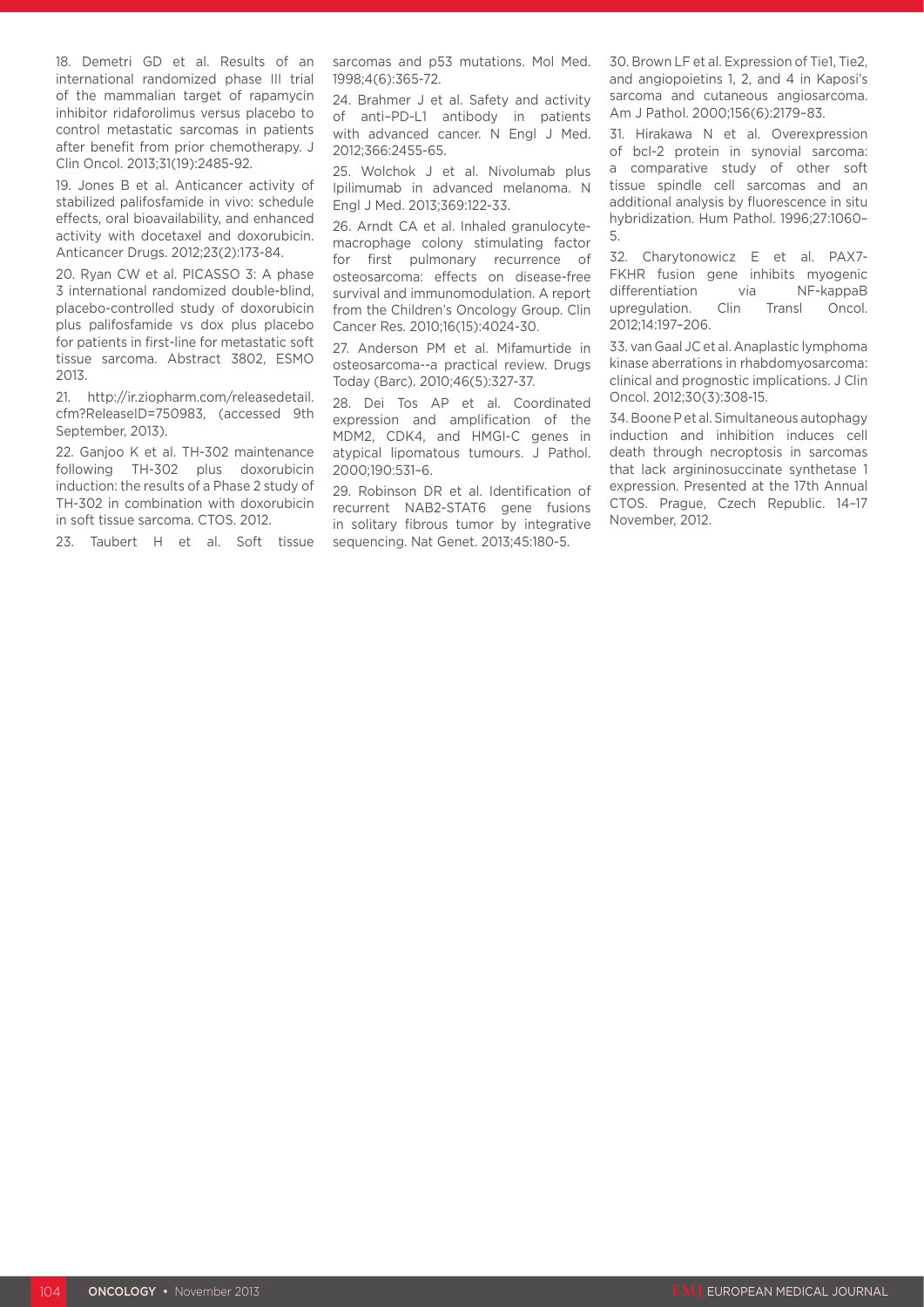18. Demetri GD et al. Results of an international randomized phase III trial of the mammalian target of rapamycin inhibitor ridaforolimus versus placebo to control metastatic sarcomas in patients after benefit from prior chemotherapy. J Clin Oncol. 2013;31(19):2485-92.

19. Jones B et al. Anticancer activity of stabilized palifosfamide in vivo: schedule effects, oral bioavailability, and enhanced activity with docetaxel and doxorubicin. Anticancer Drugs. 2012;23(2):173-84.

20. Ryan CW et al. PICASSO 3: A phase 3 international randomized double-blind, placebo-controlled study of doxorubicin plus palifosfamide vs dox plus placebo for patients in first-line for metastatic soft tissue sarcoma. Abstract 3802, ESMO 2013.

21. http://ir.ziopharm.com/releasedetail.cfm?ReleaseID=750983, (accessed 9th September, 2013).

22. Ganjoo K et al. TH-302 maintenance following TH-302 plus doxorubicin induction: the results of a Phase 2 study of TH-302 in combination with doxorubicin in soft tissue sarcoma. CTOS. 2012.

23. Taubert H et al. Soft tissue sarcomas and p53 mutations. Mol Med. 1998;4(6):365-72.

24. Brahmer J et al. Safety and activity of anti–PD-L1 antibody in patients with advanced cancer. N Engl J Med. 2012;366:2455-65.

25. Wolchok J et al. Nivolumab plus Ipilimumab in advanced melanoma. N Engl J Med. 2013;369:122-33.

26. Arndt CA et al. Inhaled granulocyte-macrophage colony stimulating factor for first pulmonary recurrence of osteosarcoma: effects on disease-free survival and immunomodulation. A report from the Children's Oncology Group. Clin Cancer Res. 2010;16(15):4024-30.

27. Anderson PM et al. Mifamurtide in osteosarcoma--a practical review. Drugs Today (Barc). 2010;46(5):327-37.

28. Dei Tos AP et al. Coordinated expression and amplification of the MDM2, CDK4, and HMGI-C genes in atypical lipomatous tumours. J Pathol. 2000;190:531–6.

29. Robinson DR et al. Identification of recurrent NAB2-STAT6 gene fusions in solitary fibrous tumor by integrative sequencing. Nat Genet. 2013;45:180-5.

30. Brown LF et al. Expression of Tie1, Tie2, and angiopoietins 1, 2, and 4 in Kaposi's sarcoma and cutaneous angiosarcoma. Am J Pathol. 2000;156(6):2179–83.

31. Hirakawa N et al. Overexpression of bcl-2 protein in synovial sarcoma: a comparative study of other soft tissue spindle cell sarcomas and an additional analysis by fluorescence in situ hybridization. Hum Pathol. 1996;27:1060–5.

32. Charytonowicz E et al. PAX7-FKHR fusion gene inhibits myogenic differentiation via NF-kappaB upregulation. Clin Transl Oncol. 2012;14:197–206.

33. van Gaal JC et al. Anaplastic lymphoma kinase aberrations in rhabdomyosarcoma: clinical and prognostic implications. J Clin Oncol. 2012;30(3):308-15.

34. Boone P et al. Simultaneous autophagy induction and inhibition induces cell death through necroptosis in sarcomas that lack argininosuccinate synthetase 1 expression. Presented at the 17th Annual CTOS. Prague, Czech Republic. 14–17 November, 2012.